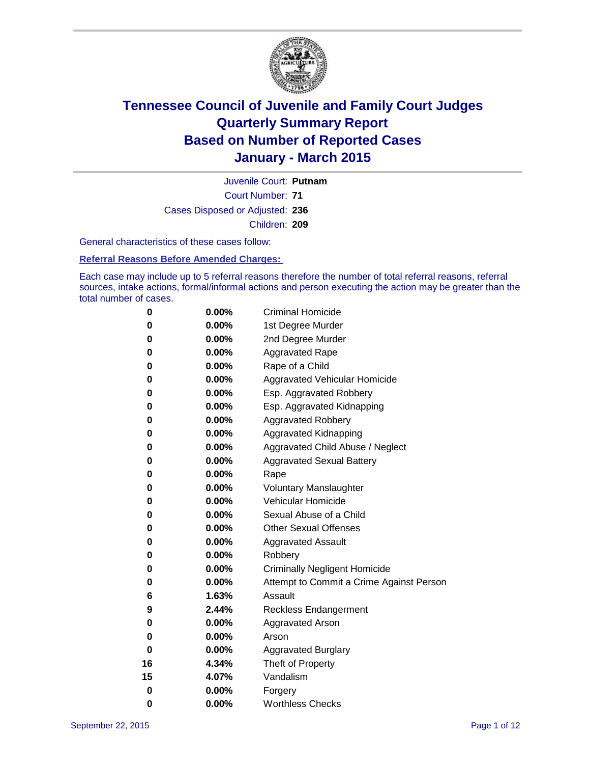# Tennessee Council of Juvenile and Family Court Judges
# Quarterly Summary Report
# Based on Number of Reported Cases
# January - March 2015

Juvenile Court: **Putnam**

Court Number: **71**

Cases Disposed or Adjusted: **236**

Children: **209**

General characteristics of these cases follow:

**Referral Reasons Before Amended Charges:**

Each case may include up to 5 referral reasons therefore the number of total referral reasons, referral sources, intake actions, formal/informal actions and person executing the action may be greater than the total number of cases.

| Count | Percent | Referral Reason |
|---|---|---|
| 0 | 0.00% | Criminal Homicide |
| 0 | 0.00% | 1st Degree Murder |
| 0 | 0.00% | 2nd Degree Murder |
| 0 | 0.00% | Aggravated Rape |
| 0 | 0.00% | Rape of a Child |
| 0 | 0.00% | Aggravated Vehicular Homicide |
| 0 | 0.00% | Esp. Aggravated Robbery |
| 0 | 0.00% | Esp. Aggravated Kidnapping |
| 0 | 0.00% | Aggravated Robbery |
| 0 | 0.00% | Aggravated Kidnapping |
| 0 | 0.00% | Aggravated Child Abuse / Neglect |
| 0 | 0.00% | Aggravated Sexual Battery |
| 0 | 0.00% | Rape |
| 0 | 0.00% | Voluntary Manslaughter |
| 0 | 0.00% | Vehicular Homicide |
| 0 | 0.00% | Sexual Abuse of a Child |
| 0 | 0.00% | Other Sexual Offenses |
| 0 | 0.00% | Aggravated Assault |
| 0 | 0.00% | Robbery |
| 0 | 0.00% | Criminally Negligent Homicide |
| 0 | 0.00% | Attempt to Commit a Crime Against Person |
| 6 | 1.63% | Assault |
| 9 | 2.44% | Reckless Endangerment |
| 0 | 0.00% | Aggravated Arson |
| 0 | 0.00% | Arson |
| 0 | 0.00% | Aggravated Burglary |
| 16 | 4.34% | Theft of Property |
| 15 | 4.07% | Vandalism |
| 0 | 0.00% | Forgery |
| 0 | 0.00% | Worthless Checks |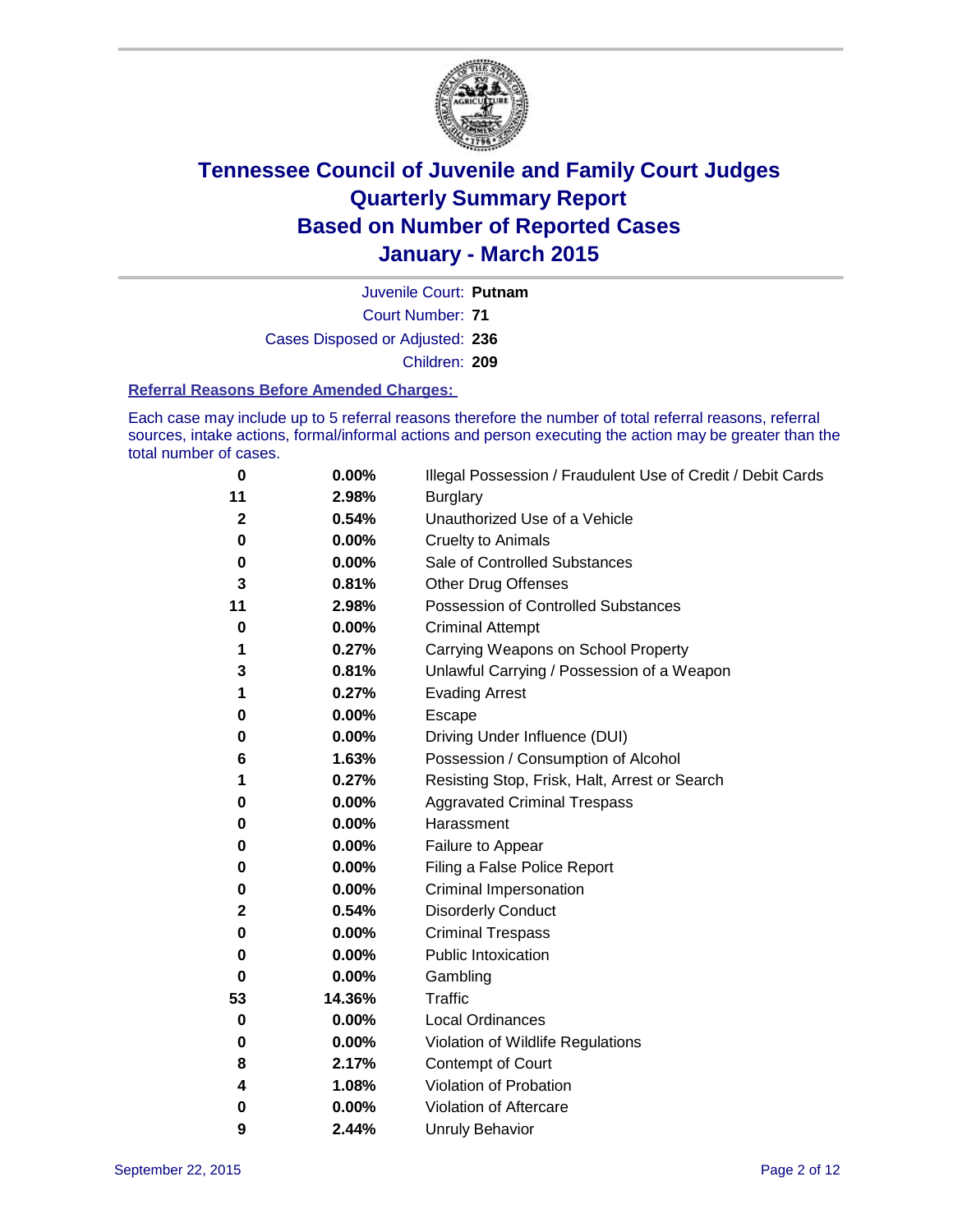# Tennessee Council of Juvenile and Family Court Judges
## Quarterly Summary Report
## Based on Number of Reported Cases
## January - March 2015

Juvenile Court: **Putnam**
Court Number: **71**
Cases Disposed or Adjusted: **236**
Children: **209**

### Referral Reasons Before Amended Charges:

Each case may include up to 5 referral reasons therefore the number of total referral reasons, referral sources, intake actions, formal/informal actions and person executing the action may be greater than the total number of cases.

| Count | Percent | Referral Reason |
|---|---|---|
| 0 | 0.00% | Illegal Possession / Fraudulent Use of Credit / Debit Cards |
| 11 | 2.98% | Burglary |
| 2 | 0.54% | Unauthorized Use of a Vehicle |
| 0 | 0.00% | Cruelty to Animals |
| 0 | 0.00% | Sale of Controlled Substances |
| 3 | 0.81% | Other Drug Offenses |
| 11 | 2.98% | Possession of Controlled Substances |
| 0 | 0.00% | Criminal Attempt |
| 1 | 0.27% | Carrying Weapons on School Property |
| 3 | 0.81% | Unlawful Carrying / Possession of a Weapon |
| 1 | 0.27% | Evading Arrest |
| 0 | 0.00% | Escape |
| 0 | 0.00% | Driving Under Influence (DUI) |
| 6 | 1.63% | Possession / Consumption of Alcohol |
| 1 | 0.27% | Resisting Stop, Frisk, Halt, Arrest or Search |
| 0 | 0.00% | Aggravated Criminal Trespass |
| 0 | 0.00% | Harassment |
| 0 | 0.00% | Failure to Appear |
| 0 | 0.00% | Filing a False Police Report |
| 0 | 0.00% | Criminal Impersonation |
| 2 | 0.54% | Disorderly Conduct |
| 0 | 0.00% | Criminal Trespass |
| 0 | 0.00% | Public Intoxication |
| 0 | 0.00% | Gambling |
| 53 | 14.36% | Traffic |
| 0 | 0.00% | Local Ordinances |
| 0 | 0.00% | Violation of Wildlife Regulations |
| 8 | 2.17% | Contempt of Court |
| 4 | 1.08% | Violation of Probation |
| 0 | 0.00% | Violation of Aftercare |
| 9 | 2.44% | Unruly Behavior |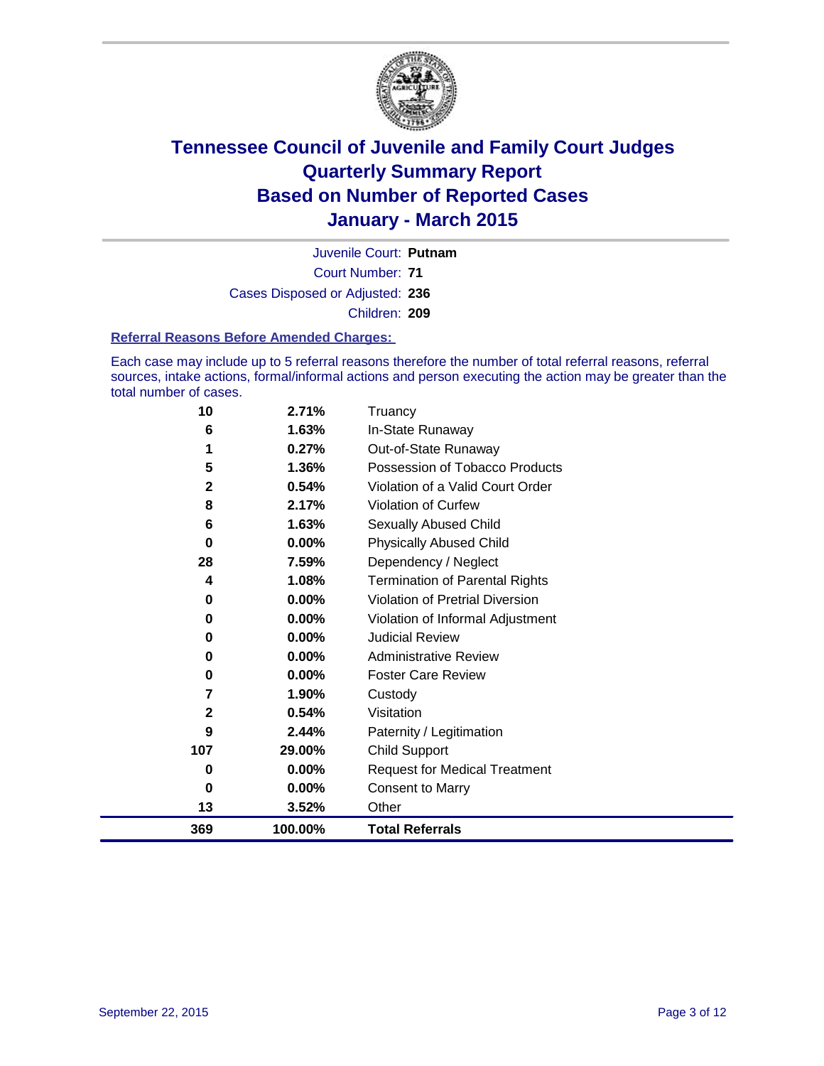# Tennessee Council of Juvenile and Family Court Judges
## Quarterly Summary Report
## Based on Number of Reported Cases
## January - March 2015

Juvenile Court: **Putnam**

Court Number: **71**

Cases Disposed or Adjusted: **236**

Children: **209**

### Referral Reasons Before Amended Charges:

Each case may include up to 5 referral reasons therefore the number of total referral reasons, referral sources, intake actions, formal/informal actions and person executing the action may be greater than the total number of cases.

| Count | Percent | Referral Reason |
|---|---|---|
| 10 | 2.71% | Truancy |
| 6 | 1.63% | In-State Runaway |
| 1 | 0.27% | Out-of-State Runaway |
| 5 | 1.36% | Possession of Tobacco Products |
| 2 | 0.54% | Violation of a Valid Court Order |
| 8 | 2.17% | Violation of Curfew |
| 6 | 1.63% | Sexually Abused Child |
| 0 | 0.00% | Physically Abused Child |
| 28 | 7.59% | Dependency / Neglect |
| 4 | 1.08% | Termination of Parental Rights |
| 0 | 0.00% | Violation of Pretrial Diversion |
| 0 | 0.00% | Violation of Informal Adjustment |
| 0 | 0.00% | Judicial Review |
| 0 | 0.00% | Administrative Review |
| 0 | 0.00% | Foster Care Review |
| 7 | 1.90% | Custody |
| 2 | 0.54% | Visitation |
| 9 | 2.44% | Paternity / Legitimation |
| 107 | 29.00% | Child Support |
| 0 | 0.00% | Request for Medical Treatment |
| 0 | 0.00% | Consent to Marry |
| 13 | 3.52% | Other |
| **369** | **100.00%** | **Total Referrals** |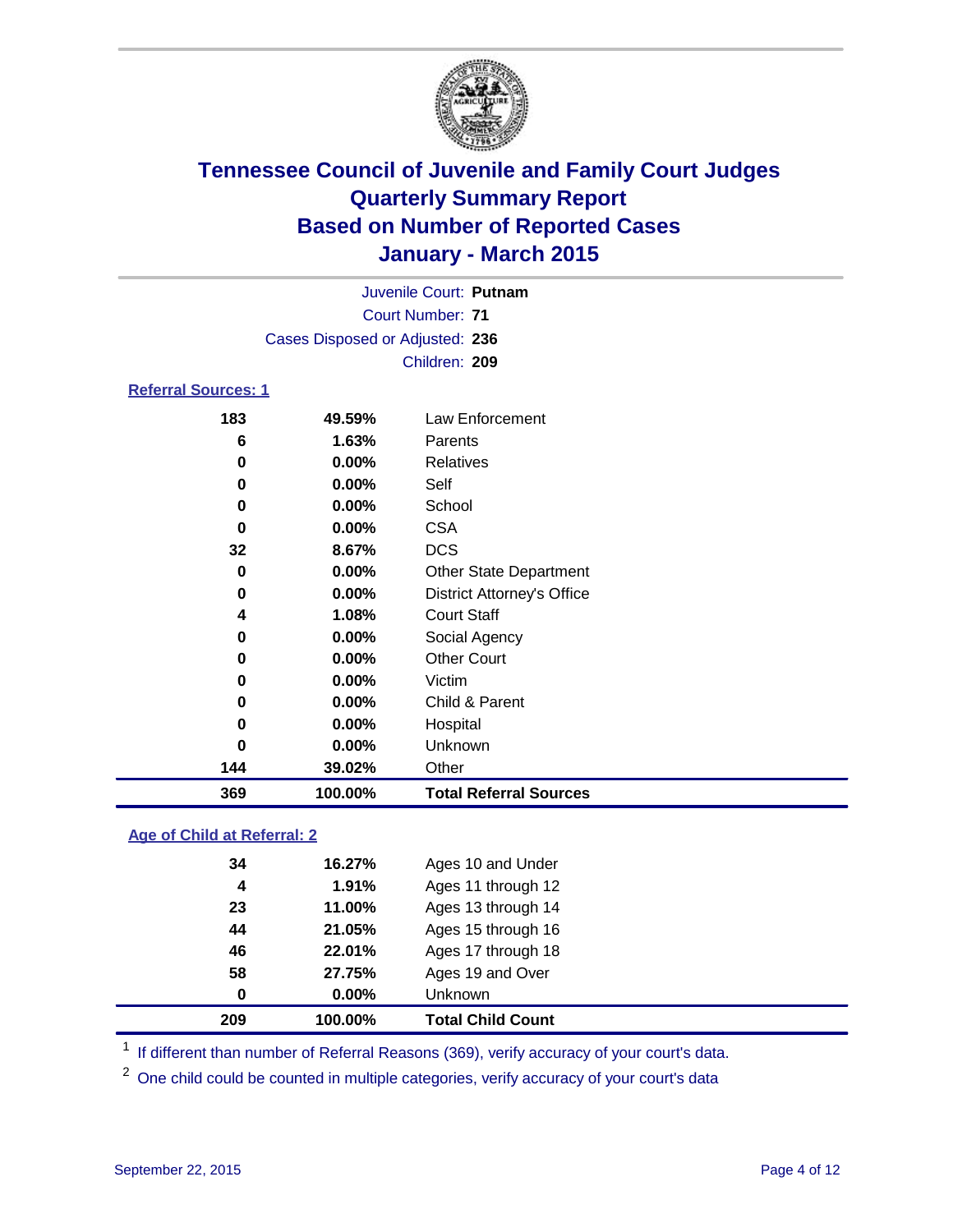# Tennessee Council of Juvenile and Family Court Judges
## Quarterly Summary Report
## Based on Number of Reported Cases
## January - March 2015

Juvenile Court: **Putnam**

Court Number: **71**

Cases Disposed or Adjusted: **236**

Children: **209**

### Referral Sources: 1

| Count | Percent | Source |
|---|---|---|
| 183 | 49.59% | Law Enforcement |
| 6 | 1.63% | Parents |
| 0 | 0.00% | Relatives |
| 0 | 0.00% | Self |
| 0 | 0.00% | School |
| 0 | 0.00% | CSA |
| 32 | 8.67% | DCS |
| 0 | 0.00% | Other State Department |
| 0 | 0.00% | District Attorney's Office |
| 4 | 1.08% | Court Staff |
| 0 | 0.00% | Social Agency |
| 0 | 0.00% | Other Court |
| 0 | 0.00% | Victim |
| 0 | 0.00% | Child & Parent |
| 0 | 0.00% | Hospital |
| 0 | 0.00% | Unknown |
| 144 | 39.02% | Other |
| **369** | **100.00%** | **Total Referral Sources** |

### Age of Child at Referral: 2

| Count | Percent | Age |
|---|---|---|
| 34 | 16.27% | Ages 10 and Under |
| 4 | 1.91% | Ages 11 through 12 |
| 23 | 11.00% | Ages 13 through 14 |
| 44 | 21.05% | Ages 15 through 16 |
| 46 | 22.01% | Ages 17 through 18 |
| 58 | 27.75% | Ages 19 and Over |
| 0 | 0.00% | Unknown |
| **209** | **100.00%** | **Total Child Count** |

[1] If different than number of Referral Reasons (369), verify accuracy of your court's data.

[2] One child could be counted in multiple categories, verify accuracy of your court's data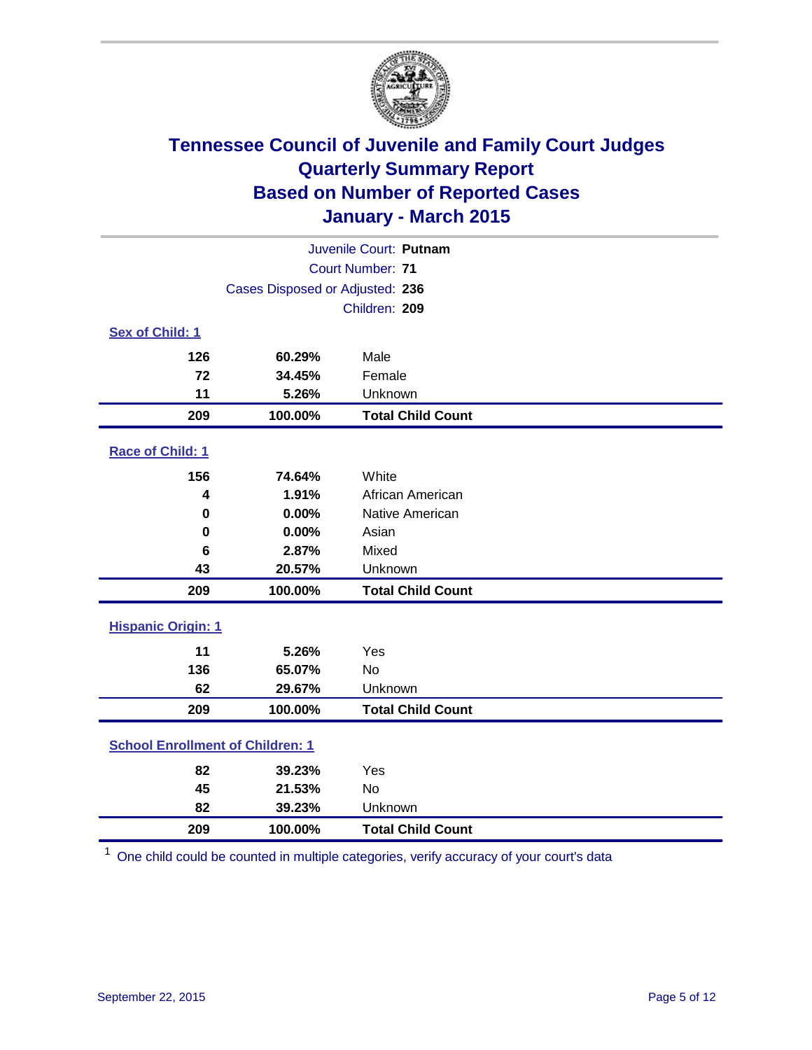# Tennessee Council of Juvenile and Family Court Judges
# Quarterly Summary Report
# Based on Number of Reported Cases
# January - March 2015

Juvenile Court: **Putnam**

Court Number: **71**

Cases Disposed or Adjusted: **236**

Children: **209**

### Sex of Child: 1

| | | |
|---|---|---|
| **126** | **60.29%** | Male |
| **72** | **34.45%** | Female |
| **11** | **5.26%** | Unknown |
| **209** | **100.00%** | **Total Child Count** |

### Race of Child: 1

| | | |
|---|---|---|
| **156** | **74.64%** | White |
| **4** | **1.91%** | African American |
| **0** | **0.00%** | Native American |
| **0** | **0.00%** | Asian |
| **6** | **2.87%** | Mixed |
| **43** | **20.57%** | Unknown |
| **209** | **100.00%** | **Total Child Count** |

### Hispanic Origin: 1

| | | |
|---|---|---|
| **11** | **5.26%** | Yes |
| **136** | **65.07%** | No |
| **62** | **29.67%** | Unknown |
| **209** | **100.00%** | **Total Child Count** |

### School Enrollment of Children: 1

| | | |
|---|---|---|
| **82** | **39.23%** | Yes |
| **45** | **21.53%** | No |
| **82** | **39.23%** | Unknown |
| **209** | **100.00%** | **Total Child Count** |

[1] One child could be counted in multiple categories, verify accuracy of your court's data

September 22, 2015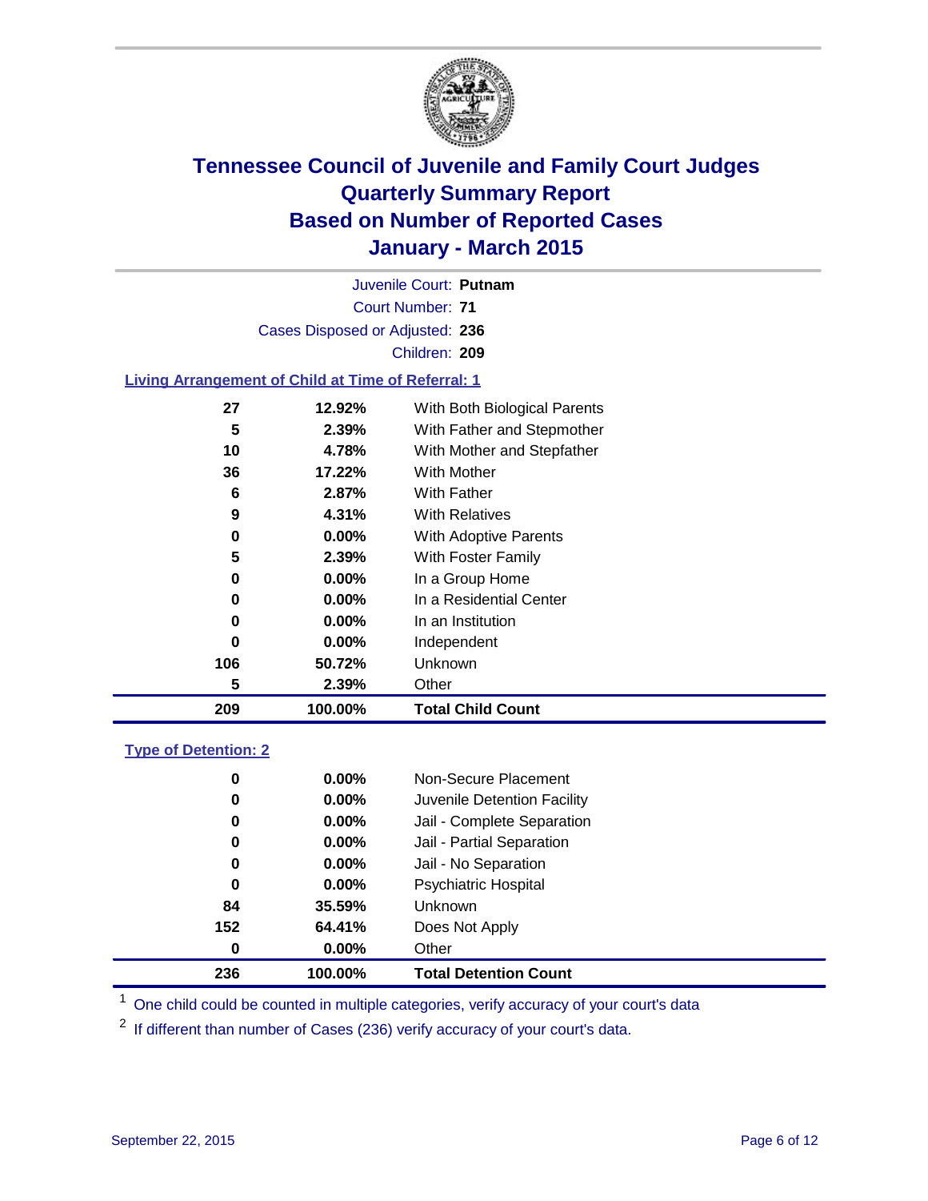# Tennessee Council of Juvenile and Family Court Judges
# Quarterly Summary Report
# Based on Number of Reported Cases
# January - March 2015

Juvenile Court: **Putnam**

Court Number: **71**

Cases Disposed or Adjusted: **236**

Children: **209**

### Living Arrangement of Child at Time of Referral: 1

| | | |
|---|---|---|
| 27 | 12.92% | With Both Biological Parents |
| 5 | 2.39% | With Father and Stepmother |
| 10 | 4.78% | With Mother and Stepfather |
| 36 | 17.22% | With Mother |
| 6 | 2.87% | With Father |
| 9 | 4.31% | With Relatives |
| 0 | 0.00% | With Adoptive Parents |
| 5 | 2.39% | With Foster Family |
| 0 | 0.00% | In a Group Home |
| 0 | 0.00% | In a Residential Center |
| 0 | 0.00% | In an Institution |
| 0 | 0.00% | Independent |
| 106 | 50.72% | Unknown |
| 5 | 2.39% | Other |
| **209** | **100.00%** | **Total Child Count** |

### Type of Detention: 2

| | | |
|---|---|---|
| 0 | 0.00% | Non-Secure Placement |
| 0 | 0.00% | Juvenile Detention Facility |
| 0 | 0.00% | Jail - Complete Separation |
| 0 | 0.00% | Jail - Partial Separation |
| 0 | 0.00% | Jail - No Separation |
| 0 | 0.00% | Psychiatric Hospital |
| 84 | 35.59% | Unknown |
| 152 | 64.41% | Does Not Apply |
| 0 | 0.00% | Other |
| **236** | **100.00%** | **Total Detention Count** |

[1] One child could be counted in multiple categories, verify accuracy of your court's data

[2] If different than number of Cases (236) verify accuracy of your court's data.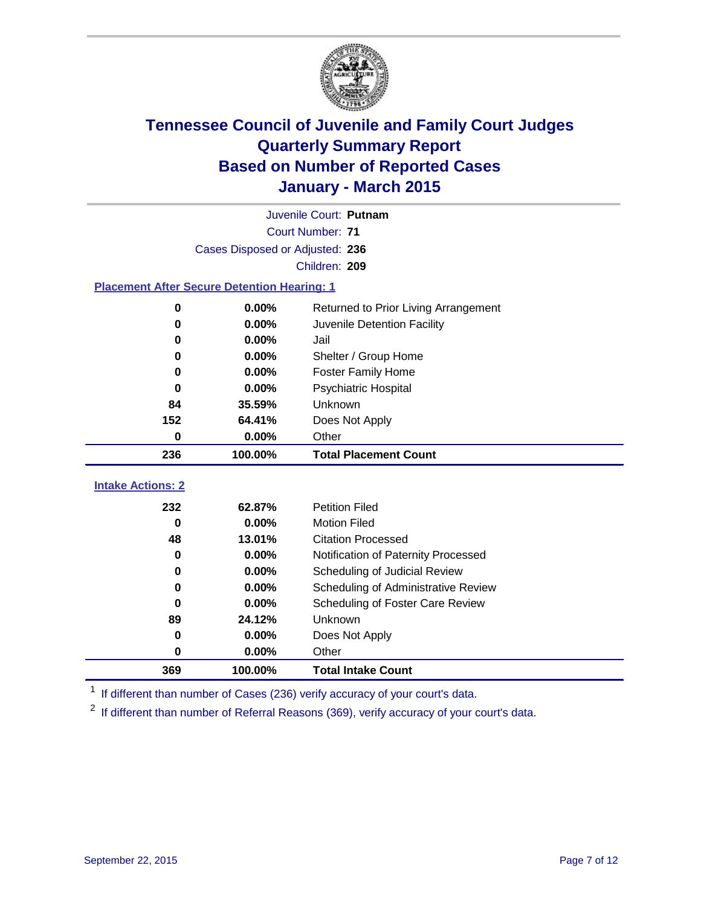# Tennessee Council of Juvenile and Family Court Judges
# Quarterly Summary Report
# Based on Number of Reported Cases
# January - March 2015

Juvenile Court: **Putnam**

Court Number: **71**

Cases Disposed or Adjusted: **236**

Children: **209**

### Placement After Secure Detention Hearing: 1

| Count | Percent | Placement |
|---|---|---|
| 0 | 0.00% | Returned to Prior Living Arrangement |
| 0 | 0.00% | Juvenile Detention Facility |
| 0 | 0.00% | Jail |
| 0 | 0.00% | Shelter / Group Home |
| 0 | 0.00% | Foster Family Home |
| 0 | 0.00% | Psychiatric Hospital |
| 84 | 35.59% | Unknown |
| 152 | 64.41% | Does Not Apply |
| 0 | 0.00% | Other |
| **236** | **100.00%** | **Total Placement Count** |

### Intake Actions: 2

| Count | Percent | Intake Action |
|---|---|---|
| 232 | 62.87% | Petition Filed |
| 0 | 0.00% | Motion Filed |
| 48 | 13.01% | Citation Processed |
| 0 | 0.00% | Notification of Paternity Processed |
| 0 | 0.00% | Scheduling of Judicial Review |
| 0 | 0.00% | Scheduling of Administrative Review |
| 0 | 0.00% | Scheduling of Foster Care Review |
| 89 | 24.12% | Unknown |
| 0 | 0.00% | Does Not Apply |
| 0 | 0.00% | Other |
| **369** | **100.00%** | **Total Intake Count** |

[1] If different than number of Cases (236) verify accuracy of your court's data.

[2] If different than number of Referral Reasons (369), verify accuracy of your court's data.

September 22, 2015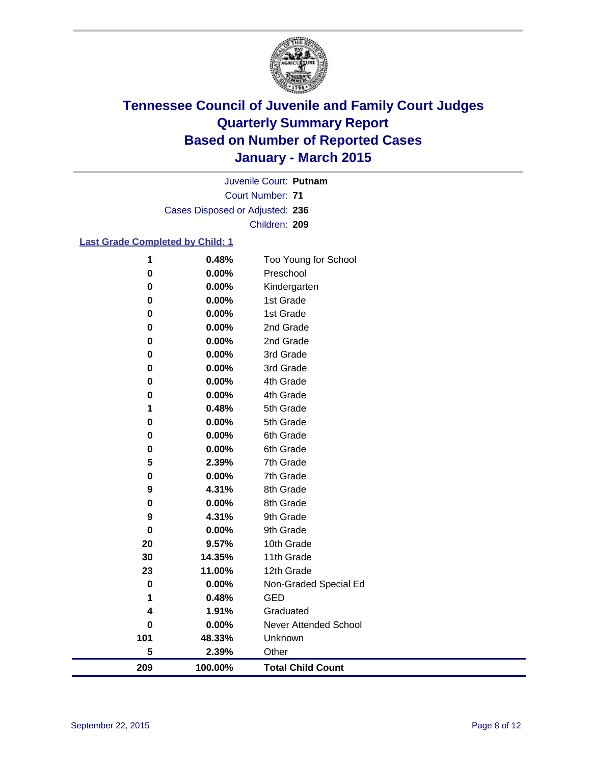# Tennessee Council of Juvenile and Family Court Judges
## Quarterly Summary Report
## Based on Number of Reported Cases
## January - March 2015

Juvenile Court: **Putnam**

Court Number: **71**

Cases Disposed or Adjusted: **236**

Children: **209**

### Last Grade Completed by Child: 1

| Count | Percent | Grade |
|---|---|---|
| 1 | 0.48% | Too Young for School |
| 0 | 0.00% | Preschool |
| 0 | 0.00% | Kindergarten |
| 0 | 0.00% | 1st Grade |
| 0 | 0.00% | 1st Grade |
| 0 | 0.00% | 2nd Grade |
| 0 | 0.00% | 2nd Grade |
| 0 | 0.00% | 3rd Grade |
| 0 | 0.00% | 3rd Grade |
| 0 | 0.00% | 4th Grade |
| 0 | 0.00% | 4th Grade |
| 1 | 0.48% | 5th Grade |
| 0 | 0.00% | 5th Grade |
| 0 | 0.00% | 6th Grade |
| 0 | 0.00% | 6th Grade |
| 5 | 2.39% | 7th Grade |
| 0 | 0.00% | 7th Grade |
| 9 | 4.31% | 8th Grade |
| 0 | 0.00% | 8th Grade |
| 9 | 4.31% | 9th Grade |
| 0 | 0.00% | 9th Grade |
| 20 | 9.57% | 10th Grade |
| 30 | 14.35% | 11th Grade |
| 23 | 11.00% | 12th Grade |
| 0 | 0.00% | Non-Graded Special Ed |
| 1 | 0.48% | GED |
| 4 | 1.91% | Graduated |
| 0 | 0.00% | Never Attended School |
| 101 | 48.33% | Unknown |
| 5 | 2.39% | Other |
| **209** | **100.00%** | **Total Child Count** |

September 22, 2015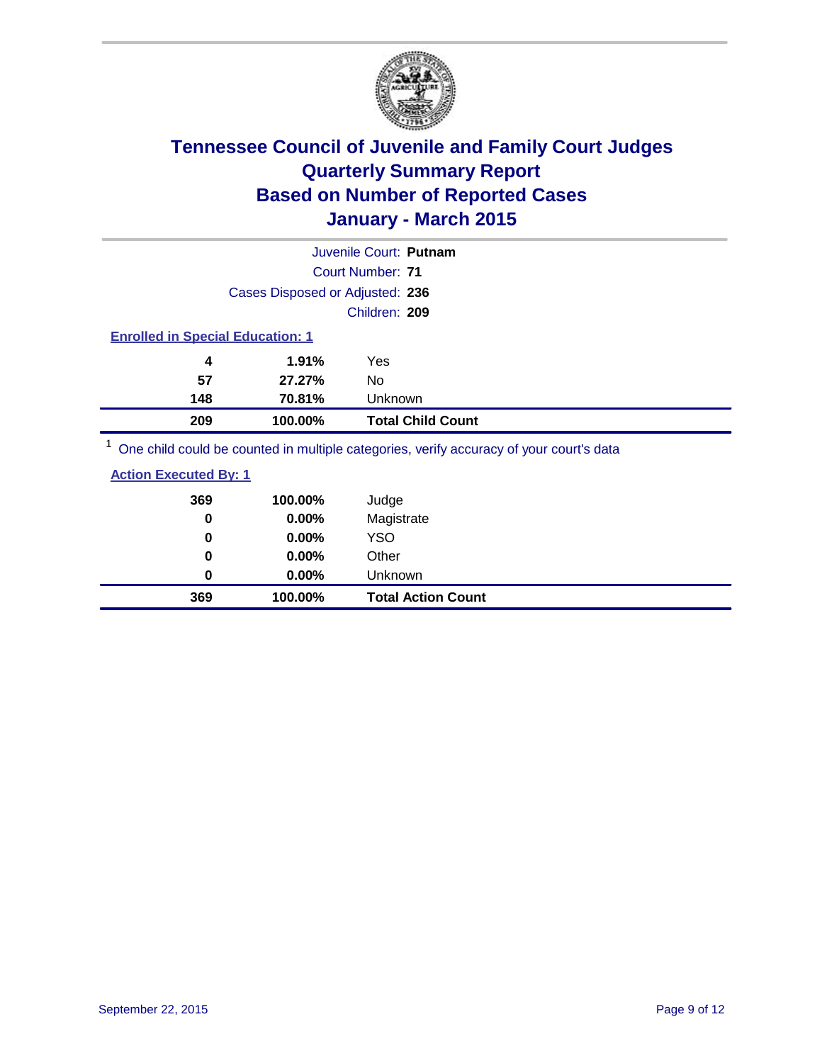# Tennessee Council of Juvenile and Family Court Judges
# Quarterly Summary Report
# Based on Number of Reported Cases
# January - March 2015

Juvenile Court: **Putnam**

Court Number: **71**

Cases Disposed or Adjusted: **236**

Children: **209**

**Enrolled in Special Education: 1**

| Count | Percent | Category |
|---|---|---|
| 4 | 1.91% | Yes |
| 57 | 27.27% | No |
| 148 | 70.81% | Unknown |
| **209** | **100.00%** | **Total Child Count** |

[1] One child could be counted in multiple categories, verify accuracy of your court's data

**Action Executed By: 1**

| Count | Percent | Category |
|---|---|---|
| 369 | 100.00% | Judge |
| 0 | 0.00% | Magistrate |
| 0 | 0.00% | YSO |
| 0 | 0.00% | Other |
| 0 | 0.00% | Unknown |
| **369** | **100.00%** | **Total Action Count** |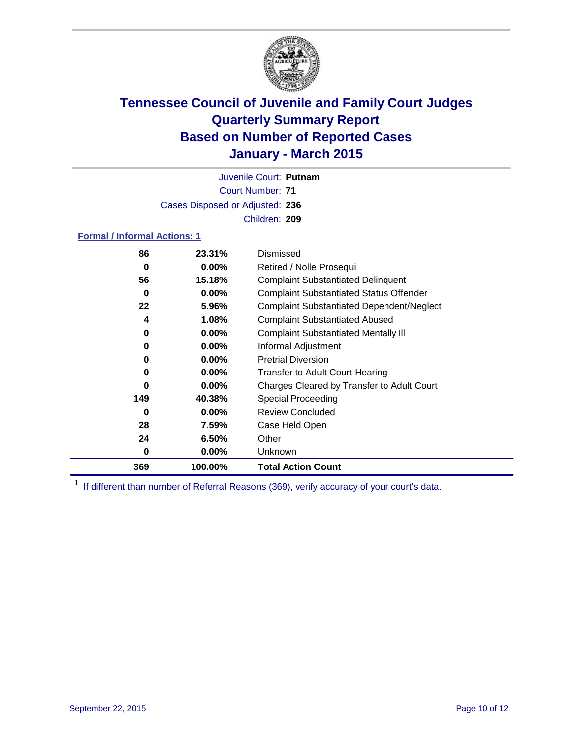# Tennessee Council of Juvenile and Family Court Judges
## Quarterly Summary Report
## Based on Number of Reported Cases
## January - March 2015

Juvenile Court: **Putnam**

Court Number: **71**

Cases Disposed or Adjusted: **236**

Children: **209**

### Formal / Informal Actions: 1

| | | |
|---|---|---|
| **86** | **23.31%** | Dismissed |
| **0** | **0.00%** | Retired / Nolle Prosequi |
| **56** | **15.18%** | Complaint Substantiated Delinquent |
| **0** | **0.00%** | Complaint Substantiated Status Offender |
| **22** | **5.96%** | Complaint Substantiated Dependent/Neglect |
| **4** | **1.08%** | Complaint Substantiated Abused |
| **0** | **0.00%** | Complaint Substantiated Mentally Ill |
| **0** | **0.00%** | Informal Adjustment |
| **0** | **0.00%** | Pretrial Diversion |
| **0** | **0.00%** | Transfer to Adult Court Hearing |
| **0** | **0.00%** | Charges Cleared by Transfer to Adult Court |
| **149** | **40.38%** | Special Proceeding |
| **0** | **0.00%** | Review Concluded |
| **28** | **7.59%** | Case Held Open |
| **24** | **6.50%** | Other |
| **0** | **0.00%** | Unknown |
| **369** | **100.00%** | **Total Action Count** |

[1] If different than number of Referral Reasons (369), verify accuracy of your court's data.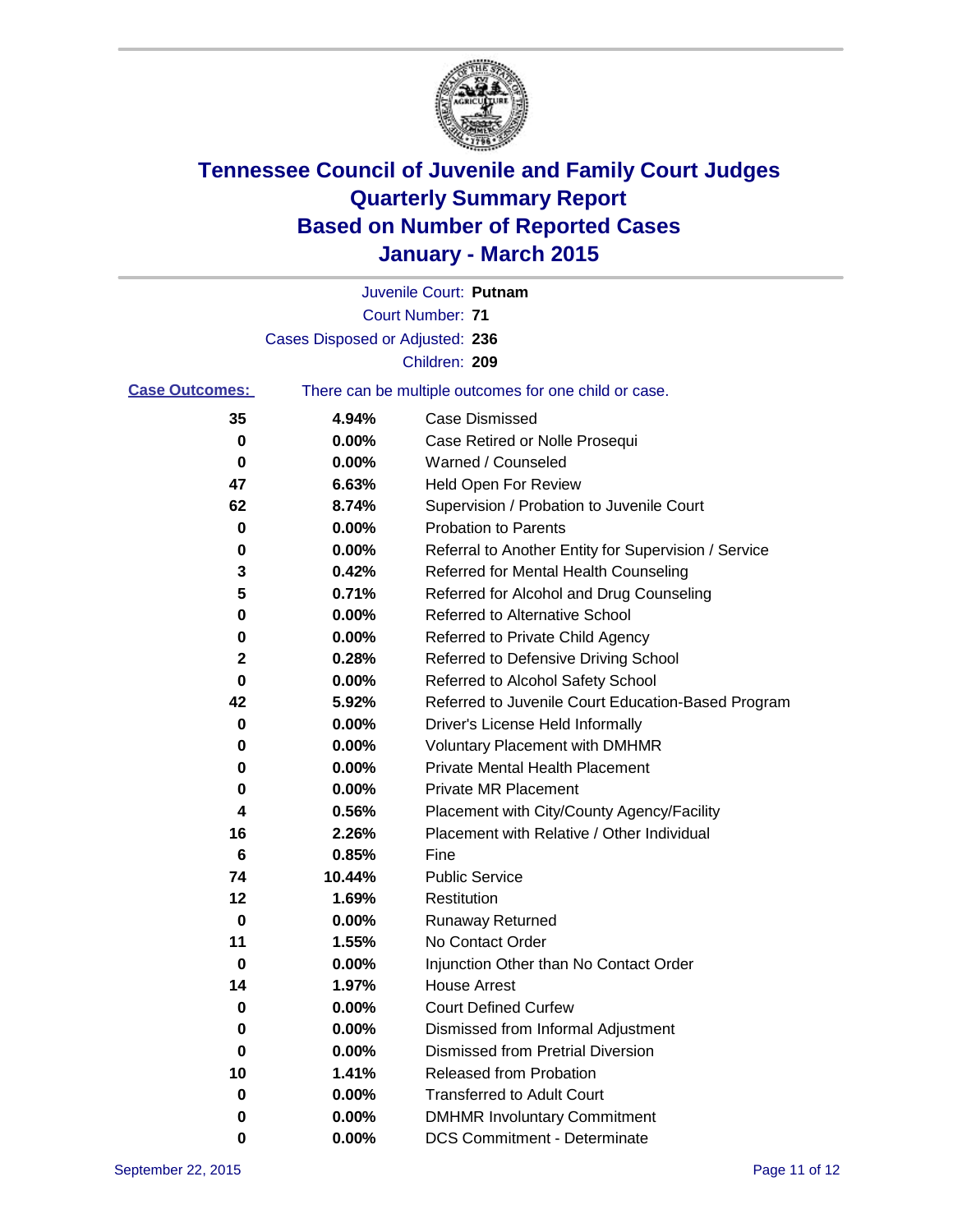# Tennessee Council of Juvenile and Family Court Judges
# Quarterly Summary Report
# Based on Number of Reported Cases
# January - March 2015

Juvenile Court: **Putnam**

Court Number: **71**

Cases Disposed or Adjusted: **236**

Children: **209**

**Case Outcomes:** There can be multiple outcomes for one child or case.

| Count | Percent | Outcome |
|---|---|---|
| 35 | 4.94% | Case Dismissed |
| 0 | 0.00% | Case Retired or Nolle Prosequi |
| 0 | 0.00% | Warned / Counseled |
| 47 | 6.63% | Held Open For Review |
| 62 | 8.74% | Supervision / Probation to Juvenile Court |
| 0 | 0.00% | Probation to Parents |
| 0 | 0.00% | Referral to Another Entity for Supervision / Service |
| 3 | 0.42% | Referred for Mental Health Counseling |
| 5 | 0.71% | Referred for Alcohol and Drug Counseling |
| 0 | 0.00% | Referred to Alternative School |
| 0 | 0.00% | Referred to Private Child Agency |
| 2 | 0.28% | Referred to Defensive Driving School |
| 0 | 0.00% | Referred to Alcohol Safety School |
| 42 | 5.92% | Referred to Juvenile Court Education-Based Program |
| 0 | 0.00% | Driver's License Held Informally |
| 0 | 0.00% | Voluntary Placement with DMHMR |
| 0 | 0.00% | Private Mental Health Placement |
| 0 | 0.00% | Private MR Placement |
| 4 | 0.56% | Placement with City/County Agency/Facility |
| 16 | 2.26% | Placement with Relative / Other Individual |
| 6 | 0.85% | Fine |
| 74 | 10.44% | Public Service |
| 12 | 1.69% | Restitution |
| 0 | 0.00% | Runaway Returned |
| 11 | 1.55% | No Contact Order |
| 0 | 0.00% | Injunction Other than No Contact Order |
| 14 | 1.97% | House Arrest |
| 0 | 0.00% | Court Defined Curfew |
| 0 | 0.00% | Dismissed from Informal Adjustment |
| 0 | 0.00% | Dismissed from Pretrial Diversion |
| 10 | 1.41% | Released from Probation |
| 0 | 0.00% | Transferred to Adult Court |
| 0 | 0.00% | DMHMR Involuntary Commitment |
| 0 | 0.00% | DCS Commitment - Determinate |

September 22, 2015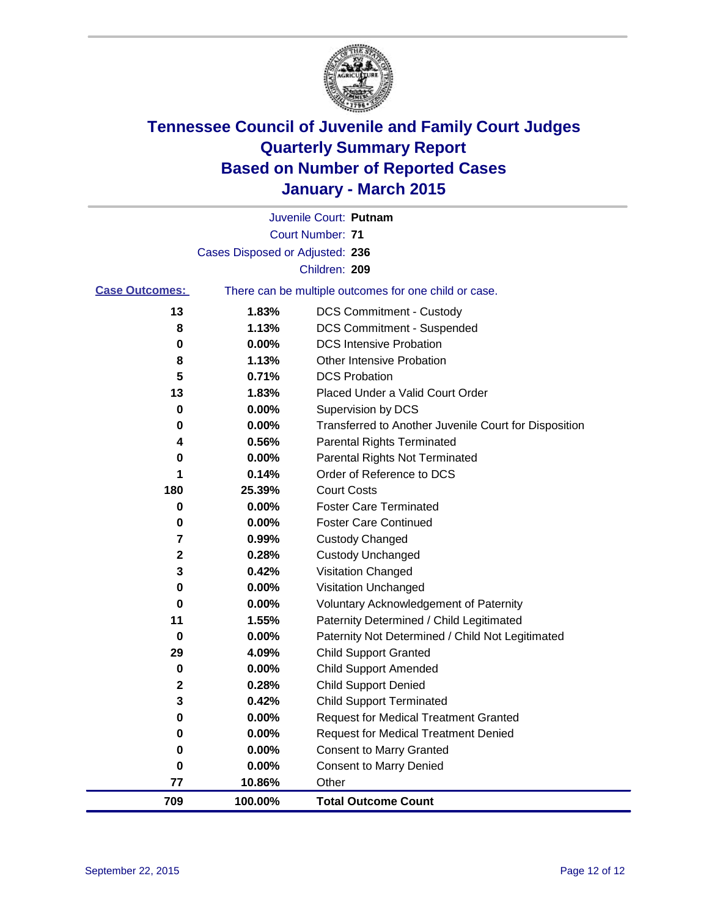# Tennessee Council of Juvenile and Family Court Judges
# Quarterly Summary Report
# Based on Number of Reported Cases
# January - March 2015

Juvenile Court: **Putnam**

Court Number: **71**

Cases Disposed or Adjusted: **236**

Children: **209**

**Case Outcomes:** There can be multiple outcomes for one child or case.

| | | |
|---|---|---|
| 13 | 1.83% | DCS Commitment - Custody |
| 8 | 1.13% | DCS Commitment - Suspended |
| 0 | 0.00% | DCS Intensive Probation |
| 8 | 1.13% | Other Intensive Probation |
| 5 | 0.71% | DCS Probation |
| 13 | 1.83% | Placed Under a Valid Court Order |
| 0 | 0.00% | Supervision by DCS |
| 0 | 0.00% | Transferred to Another Juvenile Court for Disposition |
| 4 | 0.56% | Parental Rights Terminated |
| 0 | 0.00% | Parental Rights Not Terminated |
| 1 | 0.14% | Order of Reference to DCS |
| 180 | 25.39% | Court Costs |
| 0 | 0.00% | Foster Care Terminated |
| 0 | 0.00% | Foster Care Continued |
| 7 | 0.99% | Custody Changed |
| 2 | 0.28% | Custody Unchanged |
| 3 | 0.42% | Visitation Changed |
| 0 | 0.00% | Visitation Unchanged |
| 0 | 0.00% | Voluntary Acknowledgement of Paternity |
| 11 | 1.55% | Paternity Determined / Child Legitimated |
| 0 | 0.00% | Paternity Not Determined / Child Not Legitimated |
| 29 | 4.09% | Child Support Granted |
| 0 | 0.00% | Child Support Amended |
| 2 | 0.28% | Child Support Denied |
| 3 | 0.42% | Child Support Terminated |
| 0 | 0.00% | Request for Medical Treatment Granted |
| 0 | 0.00% | Request for Medical Treatment Denied |
| 0 | 0.00% | Consent to Marry Granted |
| 0 | 0.00% | Consent to Marry Denied |
| 77 | 10.86% | Other |
| **709** | **100.00%** | **Total Outcome Count** |

September 22, 2015